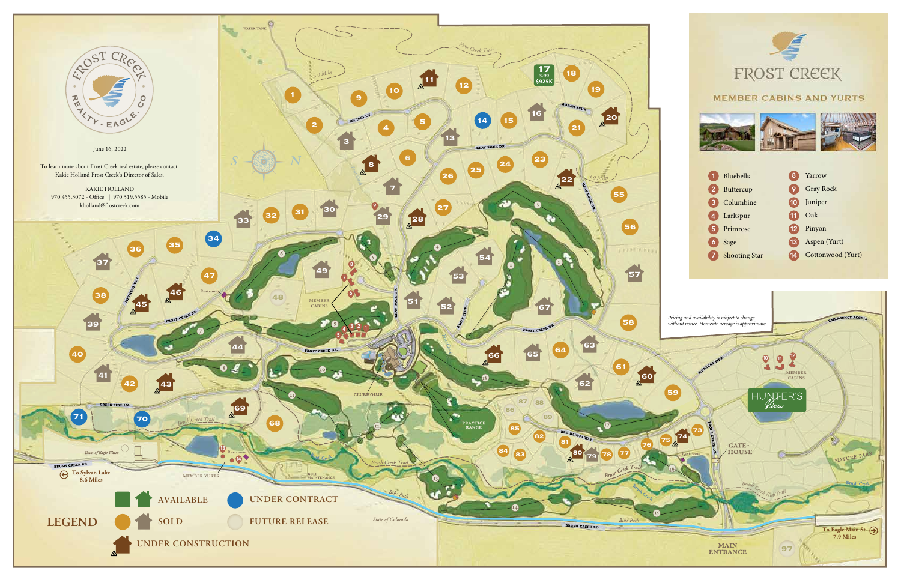# FROST CREEK

## MEMBER CABINS AND YURTS

| # | Name | # | Name |
|---|---|---|---|
| 1 | Bluebells | 8 | Yarrow |
| 2 | Buttercup | 9 | Gray Rock |
| 3 | Columbine | 10 | Juniper |
| 4 | Larkspur | 11 | Oak |
| 5 | Primrose | 12 | Pinyon |
| 6 | Sage | 13 | Aspen (Yurt) |
| 7 | Shooting Star | 14 | Cottonwood (Yurt) |

FROST CREEK REALTY · EAGLE, CO

June 16, 2022

To learn more about Frost Creek real estate, please contact Kakie Holland Frost Creek's Director of Sales.

KAKIE HOLLAND
970.455.3072 - Office | 970.319.5585 - Mobile
kholland@frostcreek.com

*Pricing and availability is subject to change without notice. Homesite acreage is approximate.*

17 — 3.99 — $925K

## LEGEND

- AVAILABLE
- SOLD
- UNDER CONSTRUCTION
- UNDER CONTRACT
- FUTURE RELEASE

To Sylvan Lake 8.6 Miles

To Eagle Main St. 7.9 Miles

MAIN ENTRANCE · GATEHOUSE · CLUBHOUSE · PRACTICE RANGE · MEMBER CABINS · MEMBER YURTS · HUNTER'S View · NATURE PARK · WATER TANK · GOLF MAINTENANCE · Town of Eagle Water · State of Colorado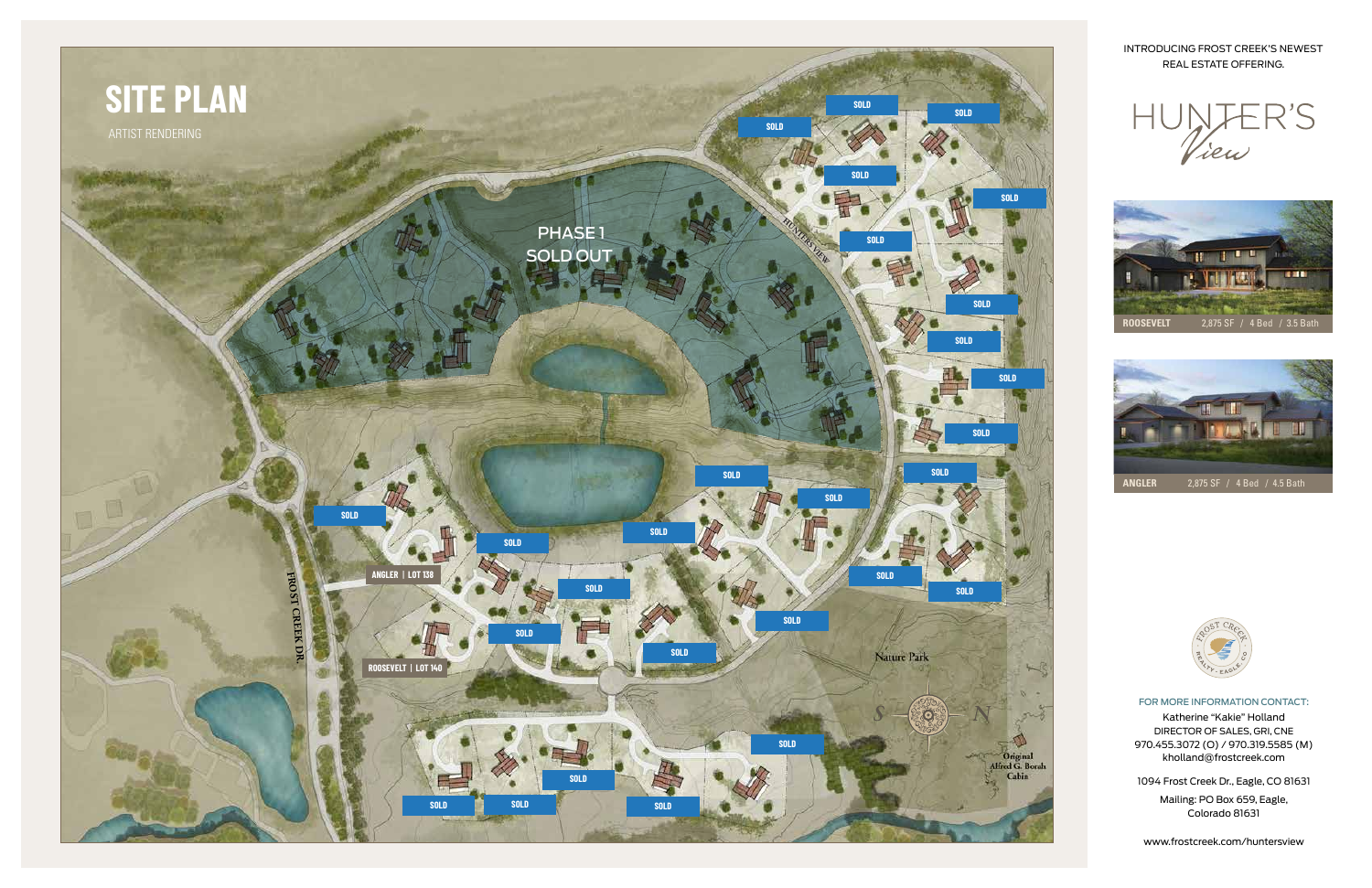# SITE PLAN

ARTIST RENDERING

PHASE 1
SOLD OUT

SOLD

SOLD

SOLD

SOLD

SOLD

SOLD

SOLD

SOLD

SOLD

SOLD

SOLD

SOLD

SOLD

SOLD

SOLD

SOLD

SOLD

SOLD

SOLD

SOLD

SOLD

SOLD

SOLD

SOLD

SOLD

SOLD

SOLD

ANGLER | LOT 138

ROOSEVELT | LOT 140

HUNTERS VIEW

FROST CREEK DR.

Nature Park

S N

Original Alfred G. Borah Cabin

INTRODUCING FROST CREEK'S NEWEST REAL ESTATE OFFERING.

HUNTER'S *View*

**ROOSEVELT** 2,875 SF / 4 Bed / 3.5 Bath

**ANGLER** 2,875 SF / 4 Bed / 4.5 Bath

FROST CREEK REALTY · EAGLE CO

FOR MORE INFORMATION CONTACT:

Katherine "Kakie" Holland
DIRECTOR OF SALES, GRI, CNE
970.455.3072 (O) / 970.319.5585 (M)
kholland@frostcreek.com

1094 Frost Creek Dr., Eagle, CO 81631

Mailing: PO Box 659, Eagle, Colorado 81631

www.frostcreek.com/huntersview